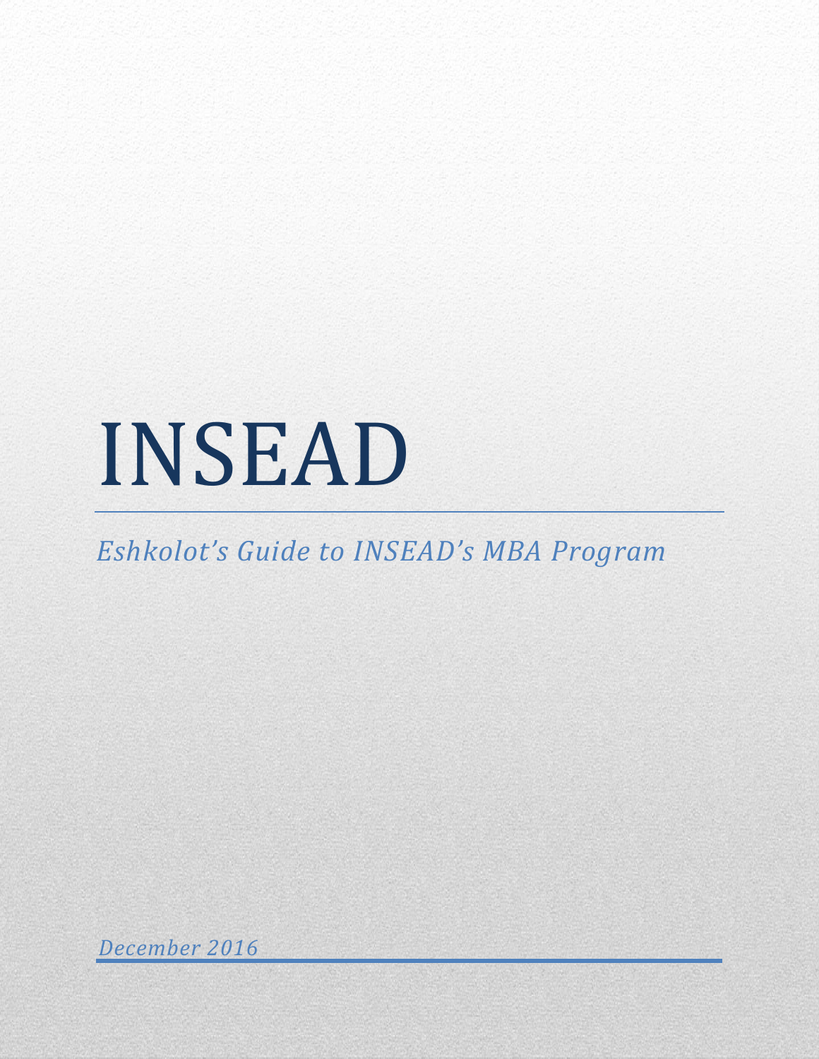# INSEAD

*Eshkolot's Guide to INSEAD's MBA Program*

*December 2016*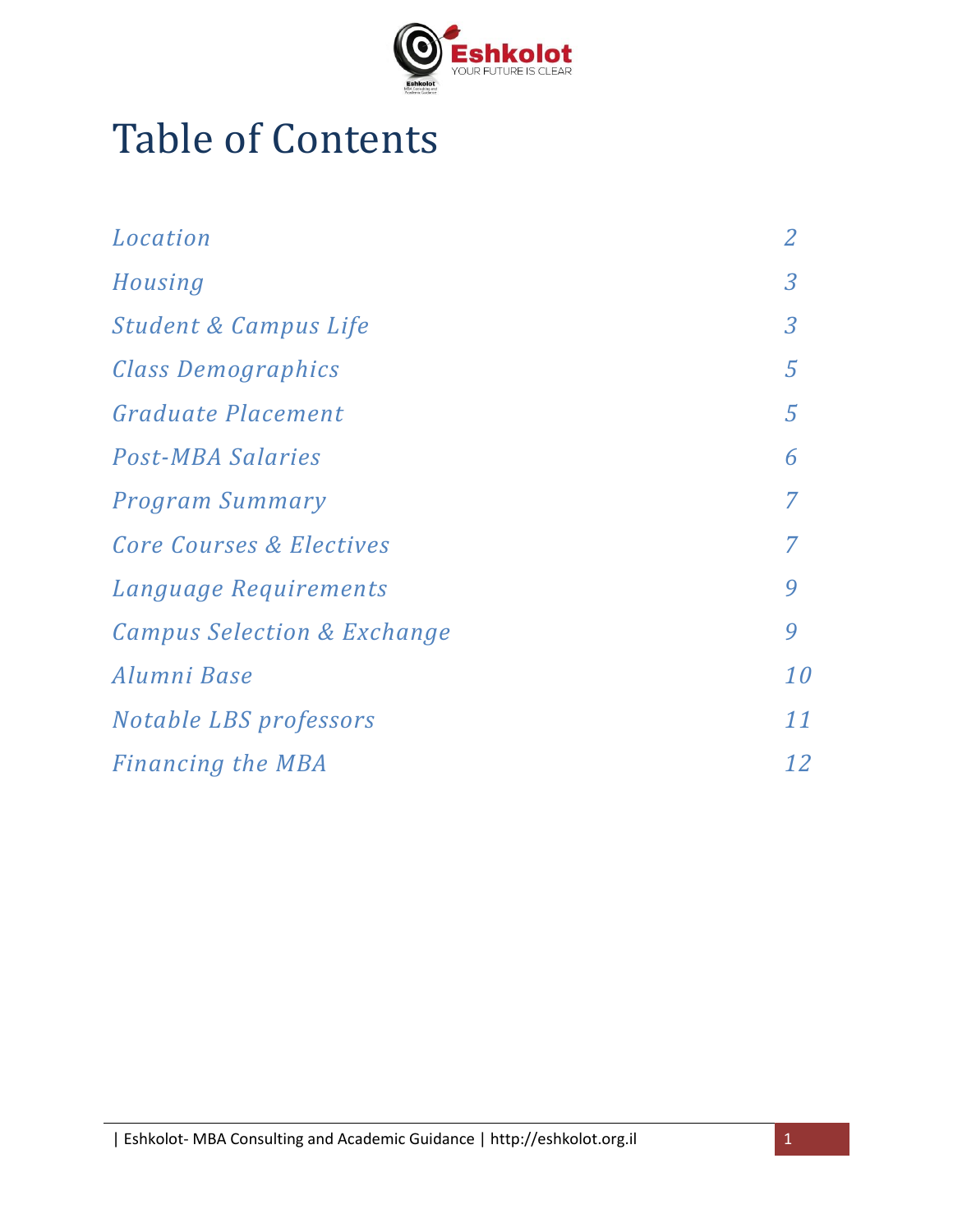# Table of Contents

| | |
|---|---|
| *Location* | *2* |
| *Housing* | *3* |
| *Student & Campus Life* | *3* |
| *Class Demographics* | *5* |
| *Graduate Placement* | *5* |
| *Post-MBA Salaries* | *6* |
| *Program Summary* | *7* |
| *Core Courses & Electives* | *7* |
| *Language Requirements* | *9* |
| *Campus Selection & Exchange* | *9* |
| *Alumni Base* | *10* |
| *Notable LBS professors* | *11* |
| *Financing the MBA* | *12* |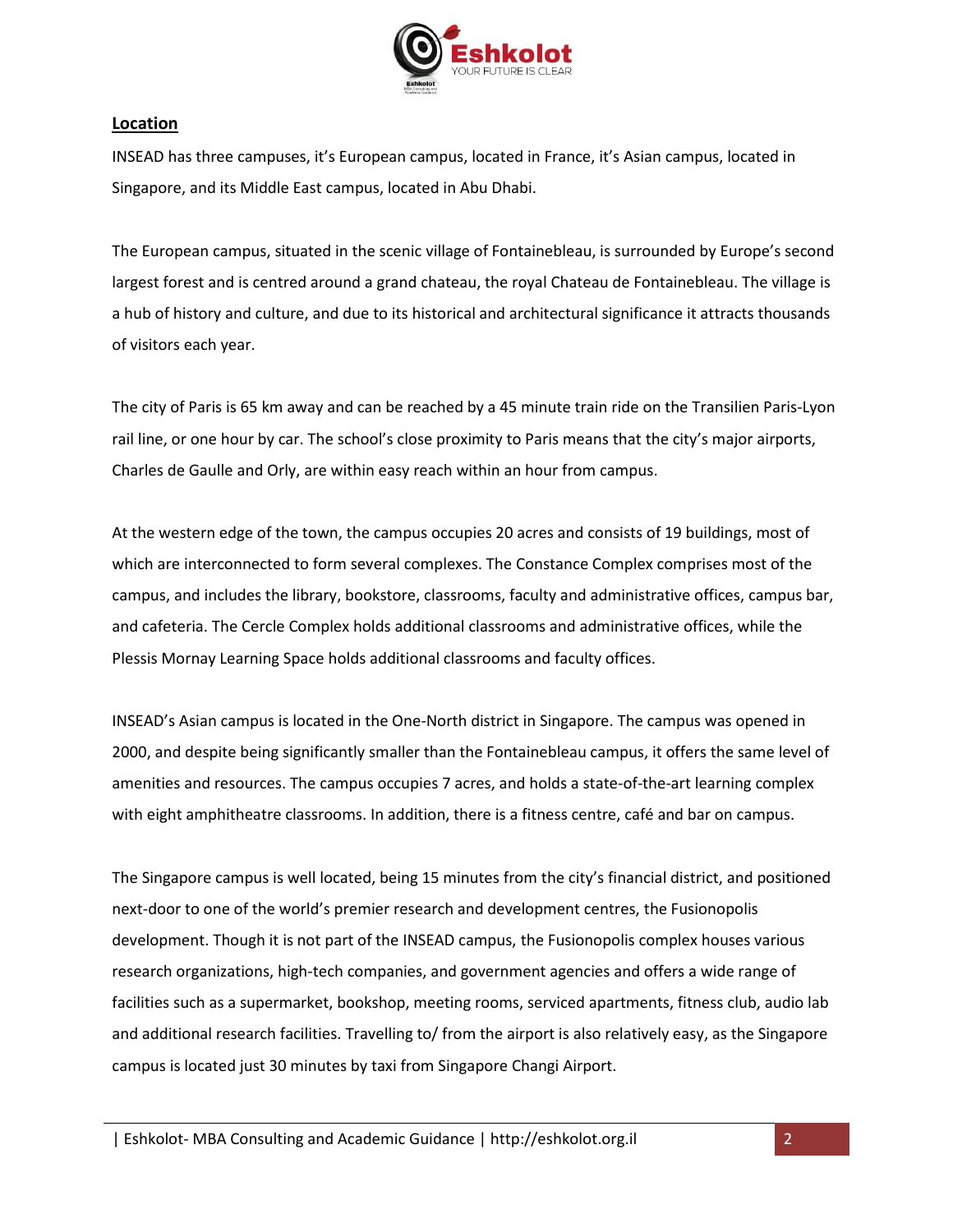## Location

INSEAD has three campuses, it's European campus, located in France, it's Asian campus, located in Singapore, and its Middle East campus, located in Abu Dhabi.

The European campus, situated in the scenic village of Fontainebleau, is surrounded by Europe's second largest forest and is centred around a grand chateau, the royal Chateau de Fontainebleau. The village is a hub of history and culture, and due to its historical and architectural significance it attracts thousands of visitors each year.

The city of Paris is 65 km away and can be reached by a 45 minute train ride on the Transilien Paris-Lyon rail line, or one hour by car. The school's close proximity to Paris means that the city's major airports, Charles de Gaulle and Orly, are within easy reach within an hour from campus.

At the western edge of the town, the campus occupies 20 acres and consists of 19 buildings, most of which are interconnected to form several complexes. The Constance Complex comprises most of the campus, and includes the library, bookstore, classrooms, faculty and administrative offices, campus bar, and cafeteria. The Cercle Complex holds additional classrooms and administrative offices, while the Plessis Mornay Learning Space holds additional classrooms and faculty offices.

INSEAD's Asian campus is located in the One-North district in Singapore. The campus was opened in 2000, and despite being significantly smaller than the Fontainebleau campus, it offers the same level of amenities and resources. The campus occupies 7 acres, and holds a state-of-the-art learning complex with eight amphitheatre classrooms. In addition, there is a fitness centre, café and bar on campus.

The Singapore campus is well located, being 15 minutes from the city's financial district, and positioned next-door to one of the world's premier research and development centres, the Fusionopolis development. Though it is not part of the INSEAD campus, the Fusionopolis complex houses various research organizations, high-tech companies, and government agencies and offers a wide range of facilities such as a supermarket, bookshop, meeting rooms, serviced apartments, fitness club, audio lab and additional research facilities. Travelling to/ from the airport is also relatively easy, as the Singapore campus is located just 30 minutes by taxi from Singapore Changi Airport.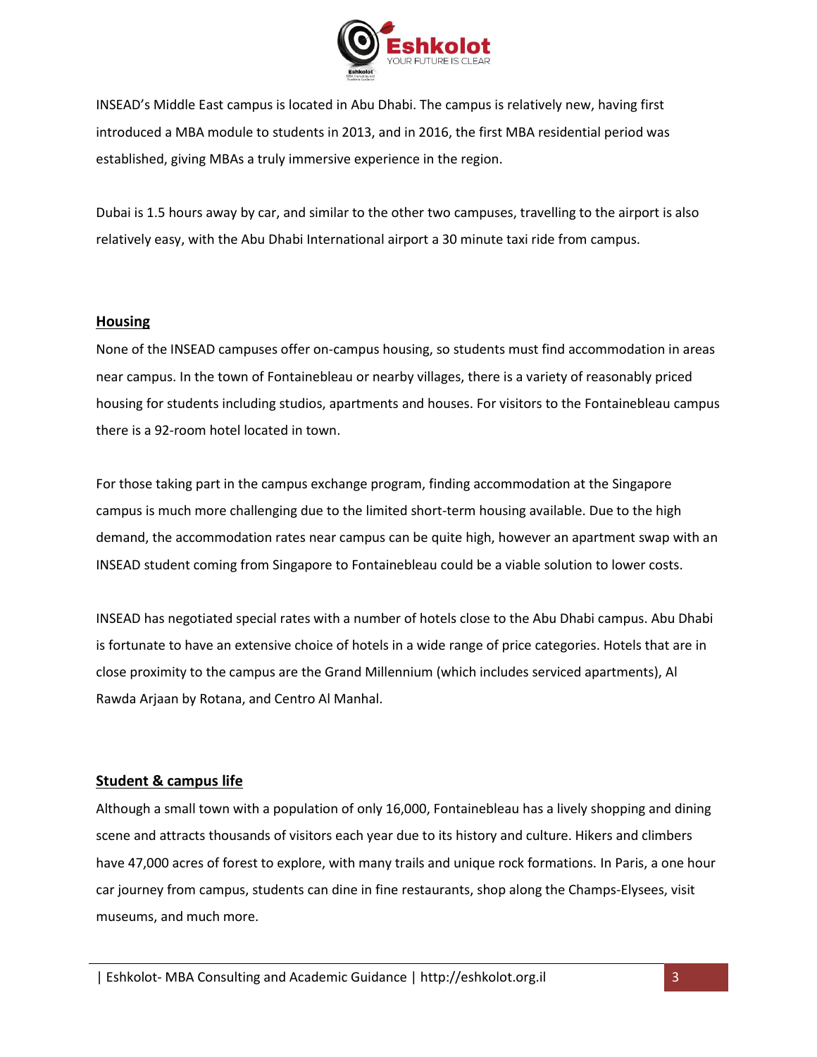INSEAD's Middle East campus is located in Abu Dhabi. The campus is relatively new, having first introduced a MBA module to students in 2013, and in 2016, the first MBA residential period was established, giving MBAs a truly immersive experience in the region.

Dubai is 1.5 hours away by car, and similar to the other two campuses, travelling to the airport is also relatively easy, with the Abu Dhabi International airport a 30 minute taxi ride from campus.

## Housing

None of the INSEAD campuses offer on-campus housing, so students must find accommodation in areas near campus. In the town of Fontainebleau or nearby villages, there is a variety of reasonably priced housing for students including studios, apartments and houses. For visitors to the Fontainebleau campus there is a 92-room hotel located in town.

For those taking part in the campus exchange program, finding accommodation at the Singapore campus is much more challenging due to the limited short-term housing available. Due to the high demand, the accommodation rates near campus can be quite high, however an apartment swap with an INSEAD student coming from Singapore to Fontainebleau could be a viable solution to lower costs.

INSEAD has negotiated special rates with a number of hotels close to the Abu Dhabi campus. Abu Dhabi is fortunate to have an extensive choice of hotels in a wide range of price categories. Hotels that are in close proximity to the campus are the Grand Millennium (which includes serviced apartments), Al Rawda Arjaan by Rotana, and Centro Al Manhal.

## Student & campus life

Although a small town with a population of only 16,000, Fontainebleau has a lively shopping and dining scene and attracts thousands of visitors each year due to its history and culture. Hikers and climbers have 47,000 acres of forest to explore, with many trails and unique rock formations. In Paris, a one hour car journey from campus, students can dine in fine restaurants, shop along the Champs-Elysees, visit museums, and much more.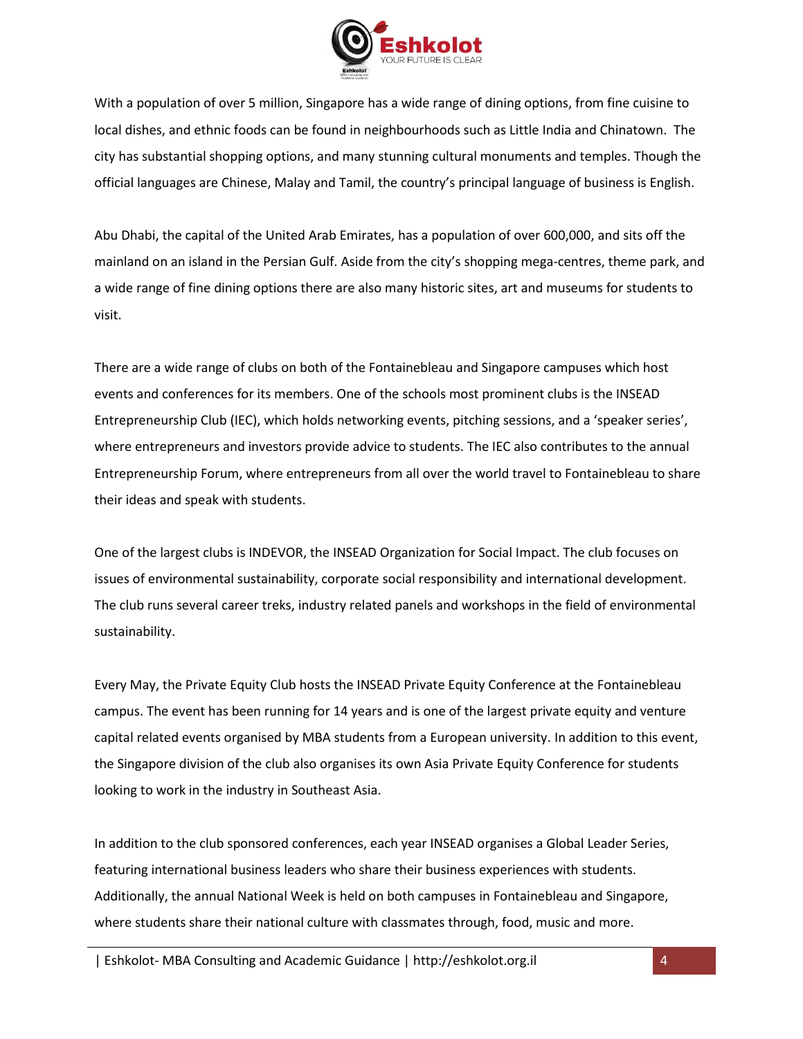With a population of over 5 million, Singapore has a wide range of dining options, from fine cuisine to local dishes, and ethnic foods can be found in neighbourhoods such as Little India and Chinatown. The city has substantial shopping options, and many stunning cultural monuments and temples. Though the official languages are Chinese, Malay and Tamil, the country's principal language of business is English.

Abu Dhabi, the capital of the United Arab Emirates, has a population of over 600,000, and sits off the mainland on an island in the Persian Gulf. Aside from the city's shopping mega-centres, theme park, and a wide range of fine dining options there are also many historic sites, art and museums for students to visit.

There are a wide range of clubs on both of the Fontainebleau and Singapore campuses which host events and conferences for its members. One of the schools most prominent clubs is the INSEAD Entrepreneurship Club (IEC), which holds networking events, pitching sessions, and a 'speaker series', where entrepreneurs and investors provide advice to students. The IEC also contributes to the annual Entrepreneurship Forum, where entrepreneurs from all over the world travel to Fontainebleau to share their ideas and speak with students.

One of the largest clubs is INDEVOR, the INSEAD Organization for Social Impact. The club focuses on issues of environmental sustainability, corporate social responsibility and international development. The club runs several career treks, industry related panels and workshops in the field of environmental sustainability.

Every May, the Private Equity Club hosts the INSEAD Private Equity Conference at the Fontainebleau campus. The event has been running for 14 years and is one of the largest private equity and venture capital related events organised by MBA students from a European university. In addition to this event, the Singapore division of the club also organises its own Asia Private Equity Conference for students looking to work in the industry in Southeast Asia.

In addition to the club sponsored conferences, each year INSEAD organises a Global Leader Series, featuring international business leaders who share their business experiences with students. Additionally, the annual National Week is held on both campuses in Fontainebleau and Singapore, where students share their national culture with classmates through, food, music and more.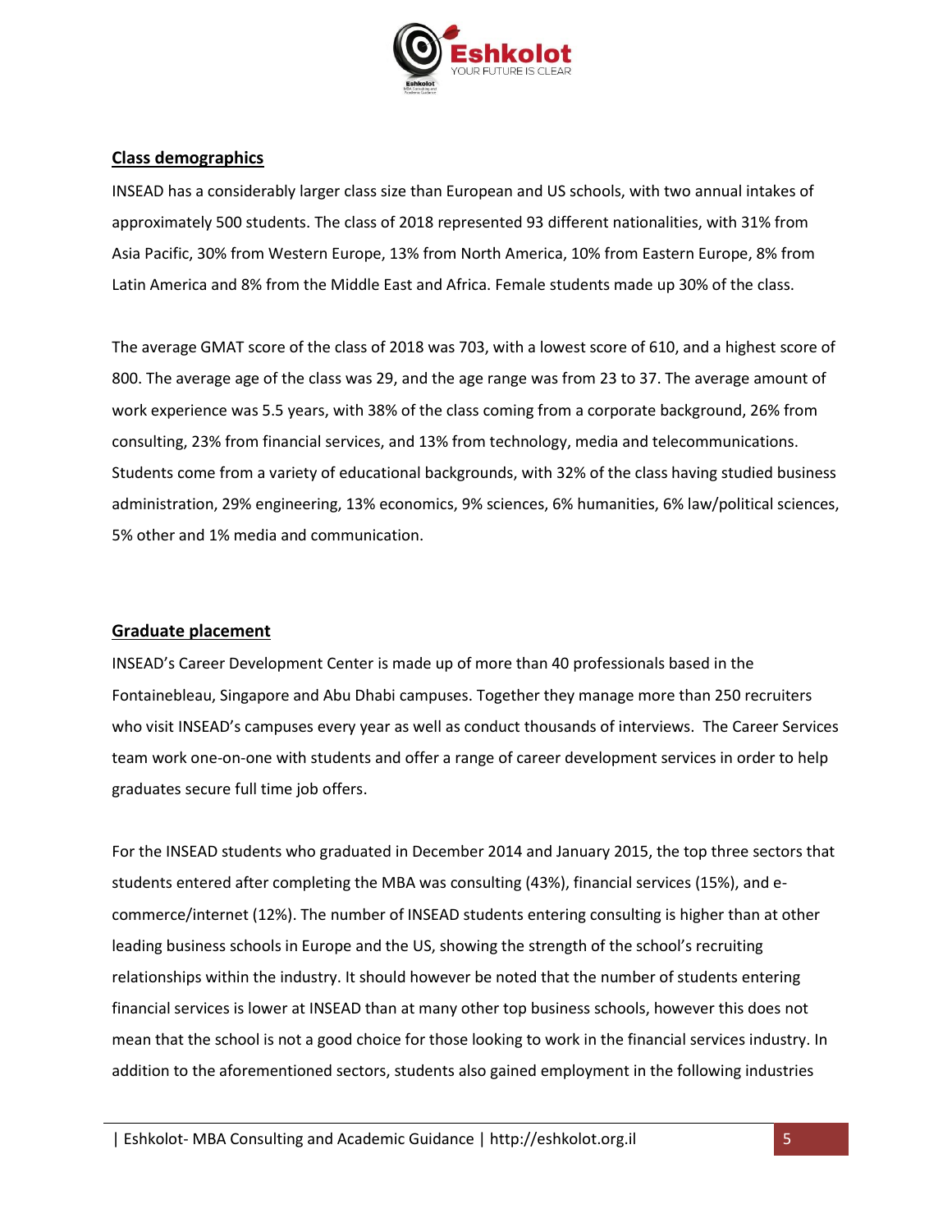## Class demographics

INSEAD has a considerably larger class size than European and US schools, with two annual intakes of approximately 500 students. The class of 2018 represented 93 different nationalities, with 31% from Asia Pacific, 30% from Western Europe, 13% from North America, 10% from Eastern Europe, 8% from Latin America and 8% from the Middle East and Africa. Female students made up 30% of the class.

The average GMAT score of the class of 2018 was 703, with a lowest score of 610, and a highest score of 800. The average age of the class was 29, and the age range was from 23 to 37. The average amount of work experience was 5.5 years, with 38% of the class coming from a corporate background, 26% from consulting, 23% from financial services, and 13% from technology, media and telecommunications. Students come from a variety of educational backgrounds, with 32% of the class having studied business administration, 29% engineering, 13% economics, 9% sciences, 6% humanities, 6% law/political sciences, 5% other and 1% media and communication.

## Graduate placement

INSEAD's Career Development Center is made up of more than 40 professionals based in the Fontainebleau, Singapore and Abu Dhabi campuses. Together they manage more than 250 recruiters who visit INSEAD's campuses every year as well as conduct thousands of interviews. The Career Services team work one-on-one with students and offer a range of career development services in order to help graduates secure full time job offers.

For the INSEAD students who graduated in December 2014 and January 2015, the top three sectors that students entered after completing the MBA was consulting (43%), financial services (15%), and e-commerce/internet (12%). The number of INSEAD students entering consulting is higher than at other leading business schools in Europe and the US, showing the strength of the school's recruiting relationships within the industry. It should however be noted that the number of students entering financial services is lower at INSEAD than at many other top business schools, however this does not mean that the school is not a good choice for those looking to work in the financial services industry. In addition to the aforementioned sectors, students also gained employment in the following industries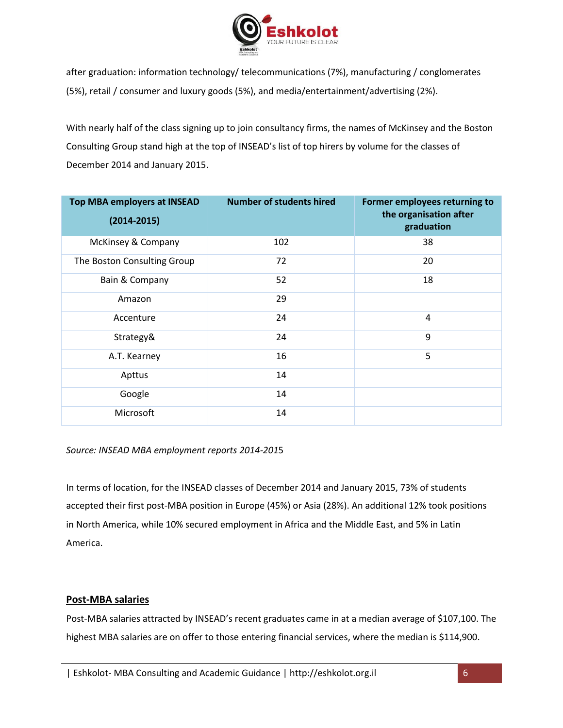after graduation: information technology/ telecommunications (7%), manufacturing / conglomerates (5%), retail / consumer and luxury goods (5%), and media/entertainment/advertising (2%).

With nearly half of the class signing up to join consultancy firms, the names of McKinsey and the Boston Consulting Group stand high at the top of INSEAD's list of top hirers by volume for the classes of December 2014 and January 2015.

| Top MBA employers at INSEAD (2014-2015) | Number of students hired | Former employees returning to the organisation after graduation |
|---|---|---|
| McKinsey & Company | 102 | 38 |
| The Boston Consulting Group | 72 | 20 |
| Bain & Company | 52 | 18 |
| Amazon | 29 | |
| Accenture | 24 | 4 |
| Strategy& | 24 | 9 |
| A.T. Kearney | 16 | 5 |
| Apttus | 14 | |
| Google | 14 | |
| Microsoft | 14 | |

*Source: INSEAD MBA employment reports 2014-2015*

In terms of location, for the INSEAD classes of December 2014 and January 2015, 73% of students accepted their first post-MBA position in Europe (45%) or Asia (28%). An additional 12% took positions in North America, while 10% secured employment in Africa and the Middle East, and 5% in Latin America.

## Post-MBA salaries

Post-MBA salaries attracted by INSEAD's recent graduates came in at a median average of $107,100. The highest MBA salaries are on offer to those entering financial services, where the median is $114,900.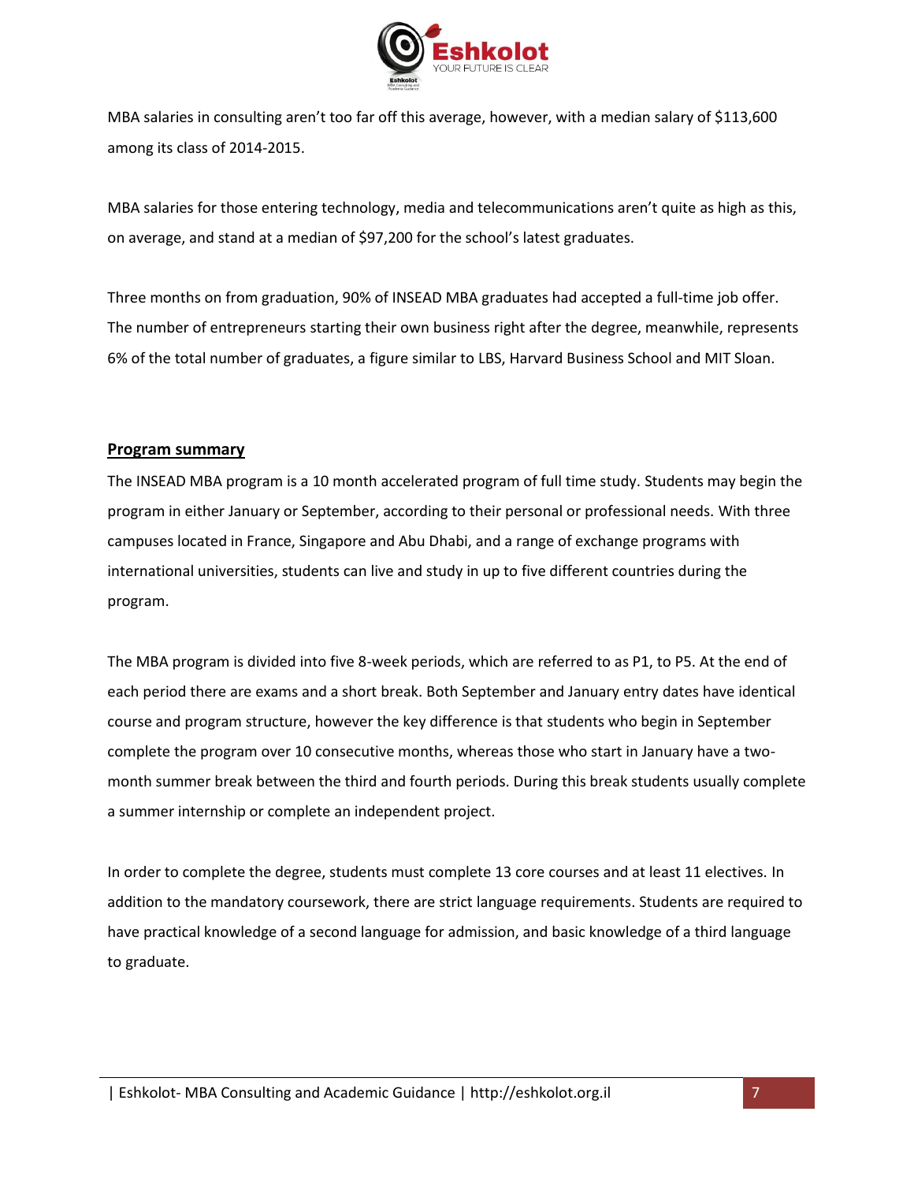MBA salaries in consulting aren't too far off this average, however, with a median salary of $113,600 among its class of 2014-2015.

MBA salaries for those entering technology, media and telecommunications aren't quite as high as this, on average, and stand at a median of $97,200 for the school's latest graduates.

Three months on from graduation, 90% of INSEAD MBA graduates had accepted a full-time job offer. The number of entrepreneurs starting their own business right after the degree, meanwhile, represents 6% of the total number of graduates, a figure similar to LBS, Harvard Business School and MIT Sloan.

## Program summary

The INSEAD MBA program is a 10 month accelerated program of full time study. Students may begin the program in either January or September, according to their personal or professional needs. With three campuses located in France, Singapore and Abu Dhabi, and a range of exchange programs with international universities, students can live and study in up to five different countries during the program.

The MBA program is divided into five 8-week periods, which are referred to as P1, to P5. At the end of each period there are exams and a short break. Both September and January entry dates have identical course and program structure, however the key difference is that students who begin in September complete the program over 10 consecutive months, whereas those who start in January have a two-month summer break between the third and fourth periods. During this break students usually complete a summer internship or complete an independent project.

In order to complete the degree, students must complete 13 core courses and at least 11 electives. In addition to the mandatory coursework, there are strict language requirements. Students are required to have practical knowledge of a second language for admission, and basic knowledge of a third language to graduate.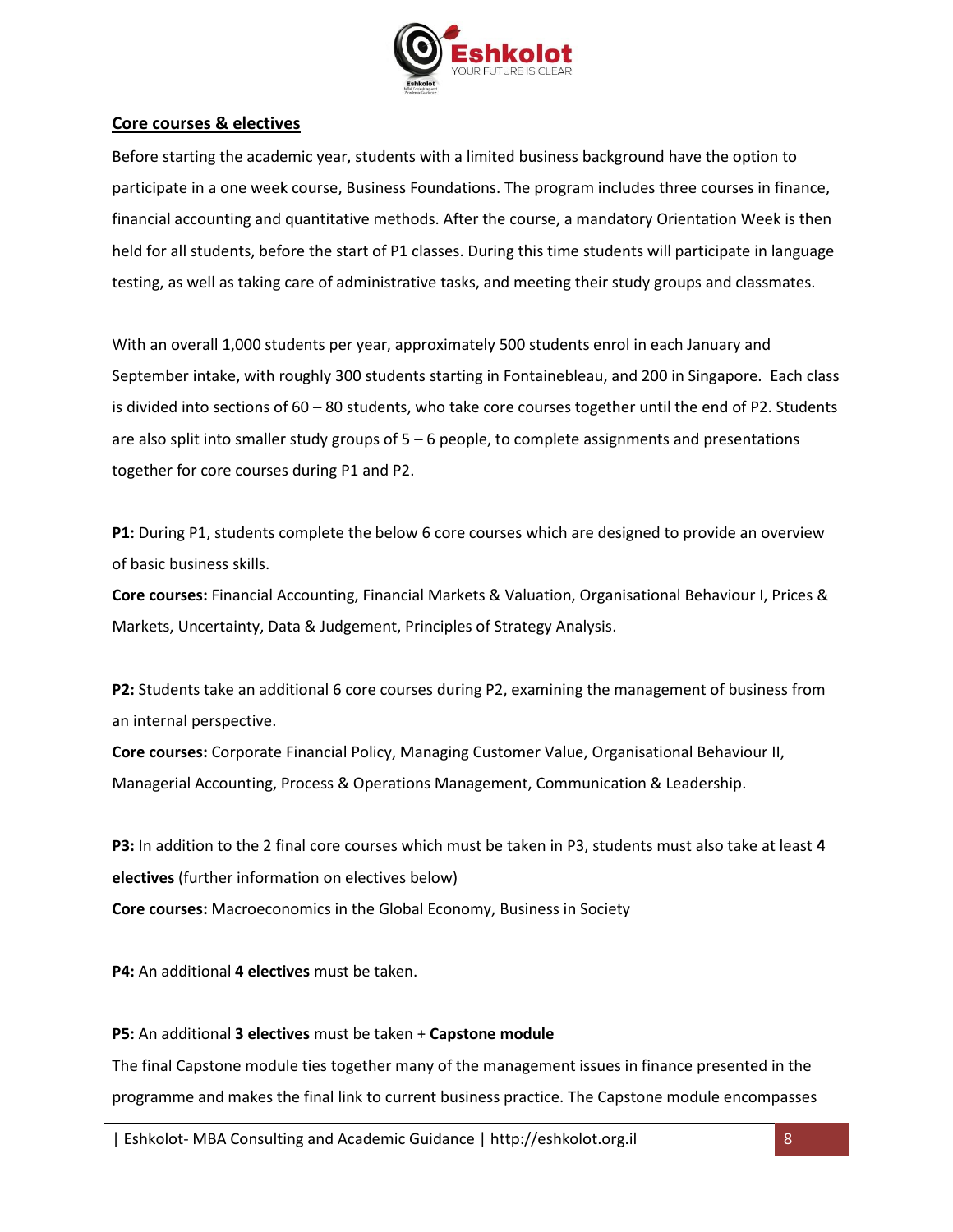## Core courses & electives

Before starting the academic year, students with a limited business background have the option to participate in a one week course, Business Foundations. The program includes three courses in finance, financial accounting and quantitative methods. After the course, a mandatory Orientation Week is then held for all students, before the start of P1 classes. During this time students will participate in language testing, as well as taking care of administrative tasks, and meeting their study groups and classmates.

With an overall 1,000 students per year, approximately 500 students enrol in each January and September intake, with roughly 300 students starting in Fontainebleau, and 200 in Singapore. Each class is divided into sections of 60 – 80 students, who take core courses together until the end of P2. Students are also split into smaller study groups of 5 – 6 people, to complete assignments and presentations together for core courses during P1 and P2.

**P1:** During P1, students complete the below 6 core courses which are designed to provide an overview of basic business skills.

**Core courses:** Financial Accounting, Financial Markets & Valuation, Organisational Behaviour I, Prices & Markets, Uncertainty, Data & Judgement, Principles of Strategy Analysis.

**P2:** Students take an additional 6 core courses during P2, examining the management of business from an internal perspective.

**Core courses:** Corporate Financial Policy, Managing Customer Value, Organisational Behaviour II, Managerial Accounting, Process & Operations Management, Communication & Leadership.

**P3:** In addition to the 2 final core courses which must be taken in P3, students must also take at least **4 electives** (further information on electives below)

**Core courses:** Macroeconomics in the Global Economy, Business in Society

**P4:** An additional **4 electives** must be taken.

**P5:** An additional **3 electives** must be taken + **Capstone module**

The final Capstone module ties together many of the management issues in finance presented in the programme and makes the final link to current business practice. The Capstone module encompasses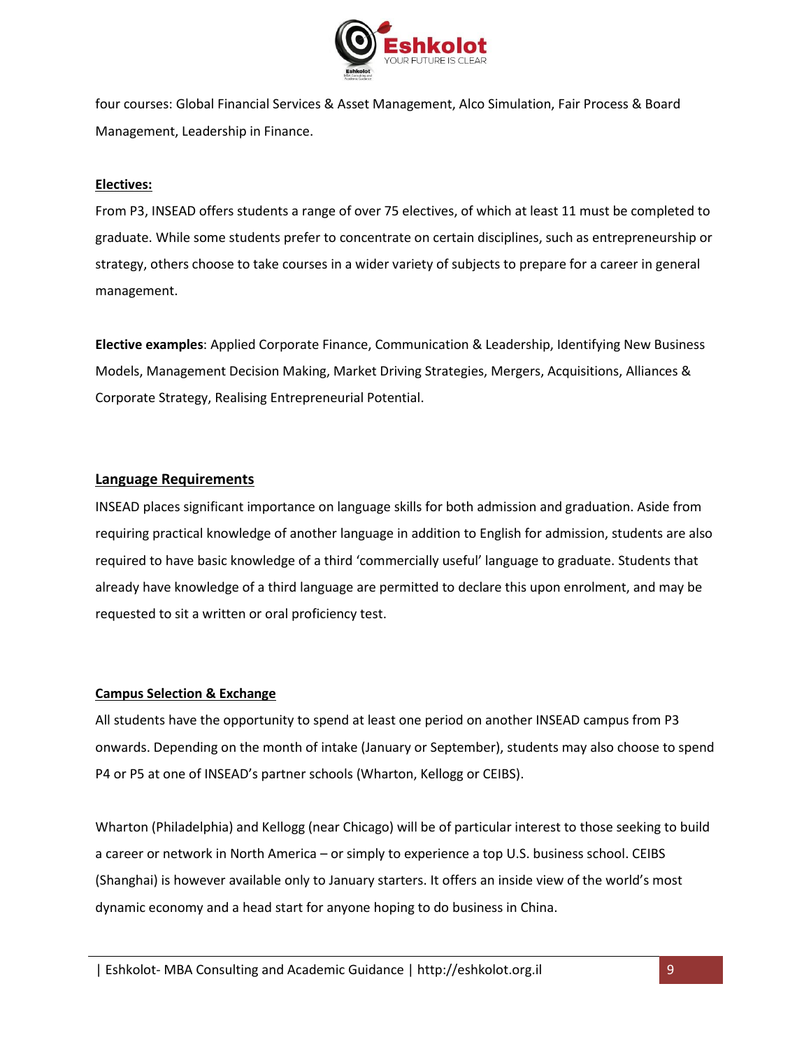four courses: Global Financial Services & Asset Management, Alco Simulation, Fair Process & Board Management, Leadership in Finance.

**Electives:**

From P3, INSEAD offers students a range of over 75 electives, of which at least 11 must be completed to graduate. While some students prefer to concentrate on certain disciplines, such as entrepreneurship or strategy, others choose to take courses in a wider variety of subjects to prepare for a career in general management.

**Elective examples**: Applied Corporate Finance, Communication & Leadership, Identifying New Business Models, Management Decision Making, Market Driving Strategies, Mergers, Acquisitions, Alliances & Corporate Strategy, Realising Entrepreneurial Potential.

## Language Requirements

INSEAD places significant importance on language skills for both admission and graduation. Aside from requiring practical knowledge of another language in addition to English for admission, students are also required to have basic knowledge of a third 'commercially useful' language to graduate. Students that already have knowledge of a third language are permitted to declare this upon enrolment, and may be requested to sit a written or oral proficiency test.

## Campus Selection & Exchange

All students have the opportunity to spend at least one period on another INSEAD campus from P3 onwards. Depending on the month of intake (January or September), students may also choose to spend P4 or P5 at one of INSEAD's partner schools (Wharton, Kellogg or CEIBS).

Wharton (Philadelphia) and Kellogg (near Chicago) will be of particular interest to those seeking to build a career or network in North America – or simply to experience a top U.S. business school. CEIBS (Shanghai) is however available only to January starters. It offers an inside view of the world's most dynamic economy and a head start for anyone hoping to do business in China.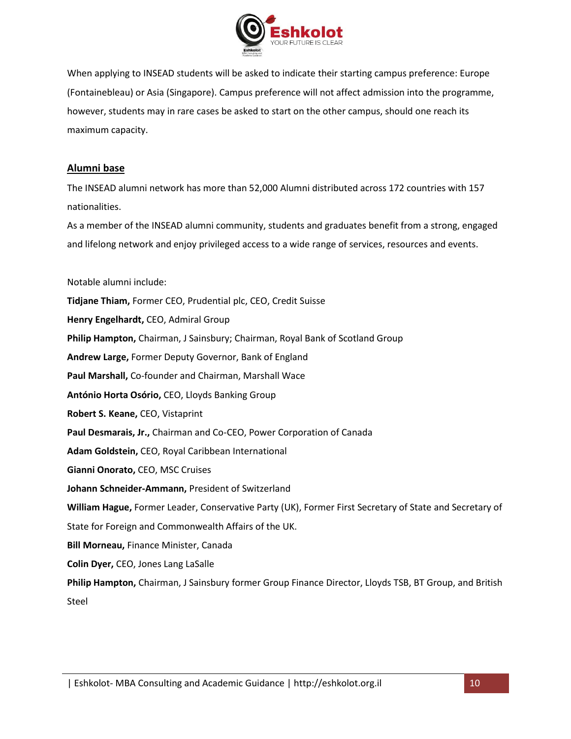When applying to INSEAD students will be asked to indicate their starting campus preference: Europe (Fontainebleau) or Asia (Singapore). Campus preference will not affect admission into the programme, however, students may in rare cases be asked to start on the other campus, should one reach its maximum capacity.

## Alumni base

The INSEAD alumni network has more than 52,000 Alumni distributed across 172 countries with 157 nationalities.

As a member of the INSEAD alumni community, students and graduates benefit from a strong, engaged and lifelong network and enjoy privileged access to a wide range of services, resources and events.

Notable alumni include:

**Tidjane Thiam,** Former CEO, Prudential plc, CEO, Credit Suisse

**Henry Engelhardt,** CEO, Admiral Group

**Philip Hampton,** Chairman, J Sainsbury; Chairman, Royal Bank of Scotland Group

**Andrew Large,** Former Deputy Governor, Bank of England

**Paul Marshall,** Co-founder and Chairman, Marshall Wace

**António Horta Osório,** CEO, Lloyds Banking Group

**Robert S. Keane,** CEO, Vistaprint

**Paul Desmarais, Jr.,** Chairman and Co-CEO, Power Corporation of Canada

**Adam Goldstein,** CEO, Royal Caribbean International

**Gianni Onorato,** CEO, MSC Cruises

**Johann Schneider-Ammann,** President of Switzerland

**William Hague,** Former Leader, Conservative Party (UK), Former First Secretary of State and Secretary of State for Foreign and Commonwealth Affairs of the UK.

**Bill Morneau,** Finance Minister, Canada

**Colin Dyer,** CEO, Jones Lang LaSalle

**Philip Hampton,** Chairman, J Sainsbury former Group Finance Director, Lloyds TSB, BT Group, and British Steel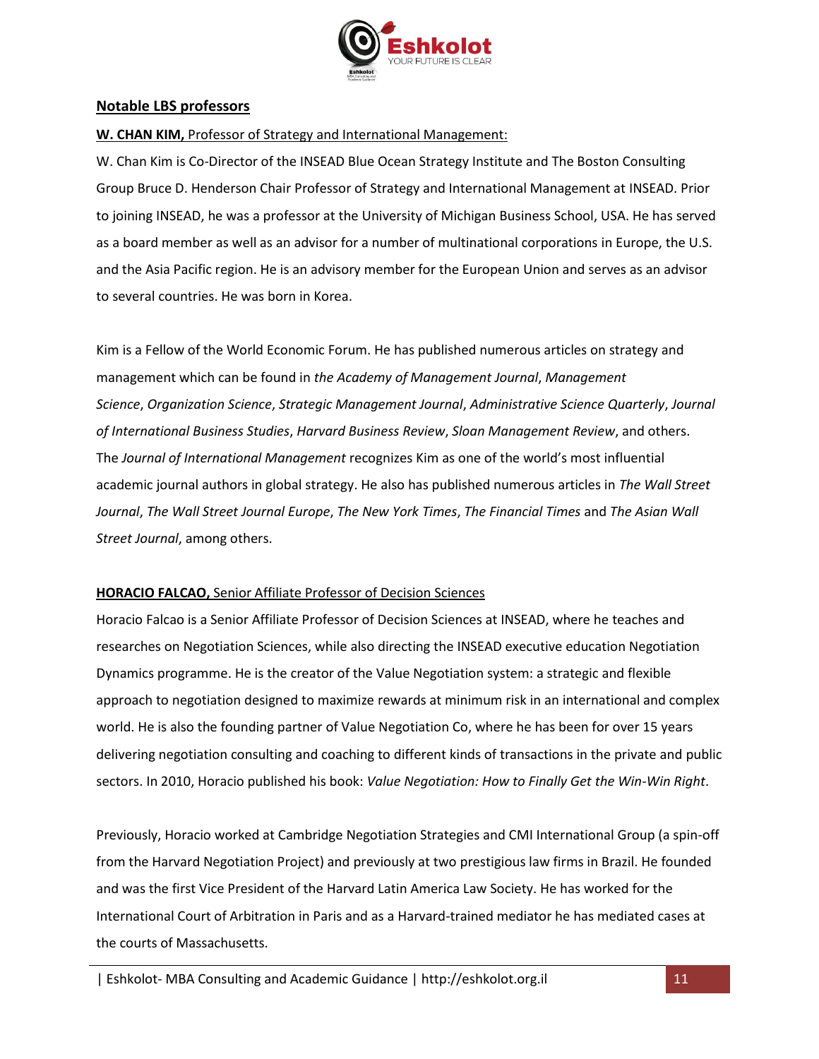## Notable LBS professors

**W. CHAN KIM,** Professor of Strategy and International Management:

W. Chan Kim is Co-Director of the INSEAD Blue Ocean Strategy Institute and The Boston Consulting Group Bruce D. Henderson Chair Professor of Strategy and International Management at INSEAD. Prior to joining INSEAD, he was a professor at the University of Michigan Business School, USA. He has served as a board member as well as an advisor for a number of multinational corporations in Europe, the U.S. and the Asia Pacific region. He is an advisory member for the European Union and serves as an advisor to several countries. He was born in Korea.

Kim is a Fellow of the World Economic Forum. He has published numerous articles on strategy and management which can be found in *the Academy of Management Journal*, *Management Science*, *Organization Science*, *Strategic Management Journal*, *Administrative Science Quarterly*, *Journal of International Business Studies*, *Harvard Business Review*, *Sloan Management Review*, and others. The *Journal of International Management* recognizes Kim as one of the world's most influential academic journal authors in global strategy. He also has published numerous articles in *The Wall Street Journal*, *The Wall Street Journal Europe*, *The New York Times*, *The Financial Times* and *The Asian Wall Street Journal*, among others.

**HORACIO FALCAO,** Senior Affiliate Professor of Decision Sciences

Horacio Falcao is a Senior Affiliate Professor of Decision Sciences at INSEAD, where he teaches and researches on Negotiation Sciences, while also directing the INSEAD executive education Negotiation Dynamics programme. He is the creator of the Value Negotiation system: a strategic and flexible approach to negotiation designed to maximize rewards at minimum risk in an international and complex world. He is also the founding partner of Value Negotiation Co, where he has been for over 15 years delivering negotiation consulting and coaching to different kinds of transactions in the private and public sectors. In 2010, Horacio published his book: *Value Negotiation: How to Finally Get the Win-Win Right*.

Previously, Horacio worked at Cambridge Negotiation Strategies and CMI International Group (a spin-off from the Harvard Negotiation Project) and previously at two prestigious law firms in Brazil. He founded and was the first Vice President of the Harvard Latin America Law Society. He has worked for the International Court of Arbitration in Paris and as a Harvard-trained mediator he has mediated cases at the courts of Massachusetts.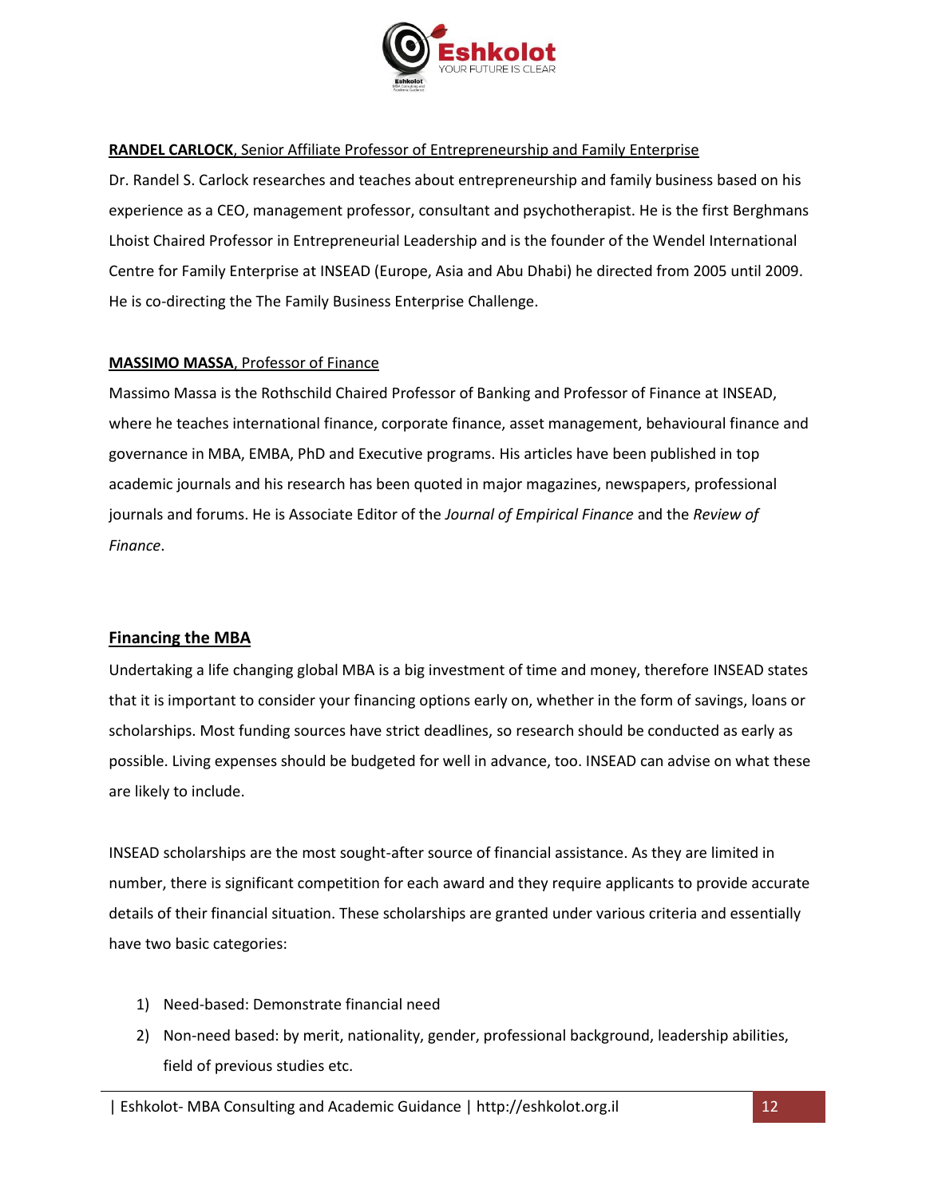**RANDEL CARLOCK**, Senior Affiliate Professor of Entrepreneurship and Family Enterprise

Dr. Randel S. Carlock researches and teaches about entrepreneurship and family business based on his experience as a CEO, management professor, consultant and psychotherapist. He is the first Berghmans Lhoist Chaired Professor in Entrepreneurial Leadership and is the founder of the Wendel International Centre for Family Enterprise at INSEAD (Europe, Asia and Abu Dhabi) he directed from 2005 until 2009. He is co-directing the The Family Business Enterprise Challenge.

**MASSIMO MASSA**, Professor of Finance

Massimo Massa is the Rothschild Chaired Professor of Banking and Professor of Finance at INSEAD, where he teaches international finance, corporate finance, asset management, behavioural finance and governance in MBA, EMBA, PhD and Executive programs. His articles have been published in top academic journals and his research has been quoted in major magazines, newspapers, professional journals and forums. He is Associate Editor of the *Journal of Empirical Finance* and the *Review of Finance*.

## Financing the MBA

Undertaking a life changing global MBA is a big investment of time and money, therefore INSEAD states that it is important to consider your financing options early on, whether in the form of savings, loans or scholarships. Most funding sources have strict deadlines, so research should be conducted as early as possible. Living expenses should be budgeted for well in advance, too. INSEAD can advise on what these are likely to include.

INSEAD scholarships are the most sought-after source of financial assistance. As they are limited in number, there is significant competition for each award and they require applicants to provide accurate details of their financial situation. These scholarships are granted under various criteria and essentially have two basic categories:

1) Need-based: Demonstrate financial need
2) Non-need based: by merit, nationality, gender, professional background, leadership abilities, field of previous studies etc.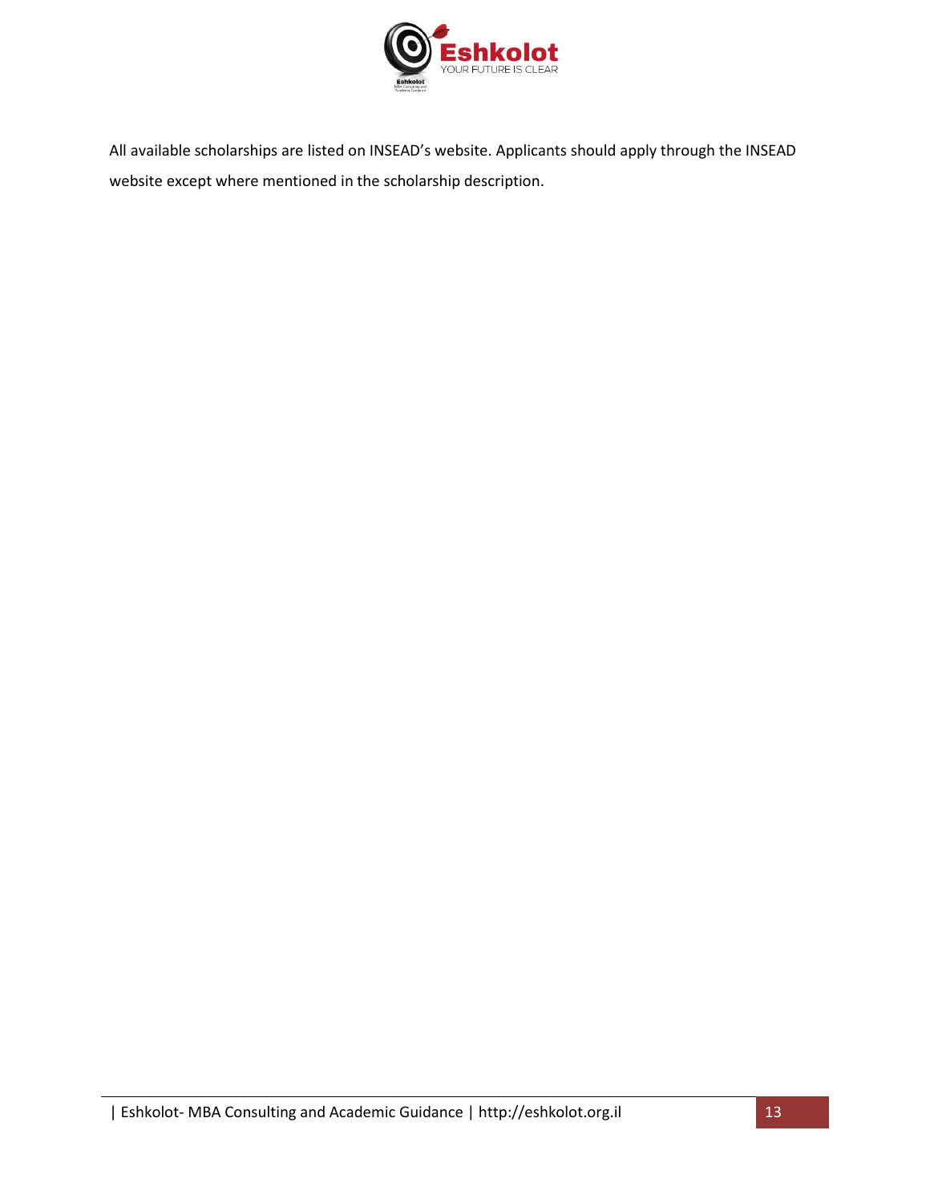All available scholarships are listed on INSEAD's website. Applicants should apply through the INSEAD website except where mentioned in the scholarship description.